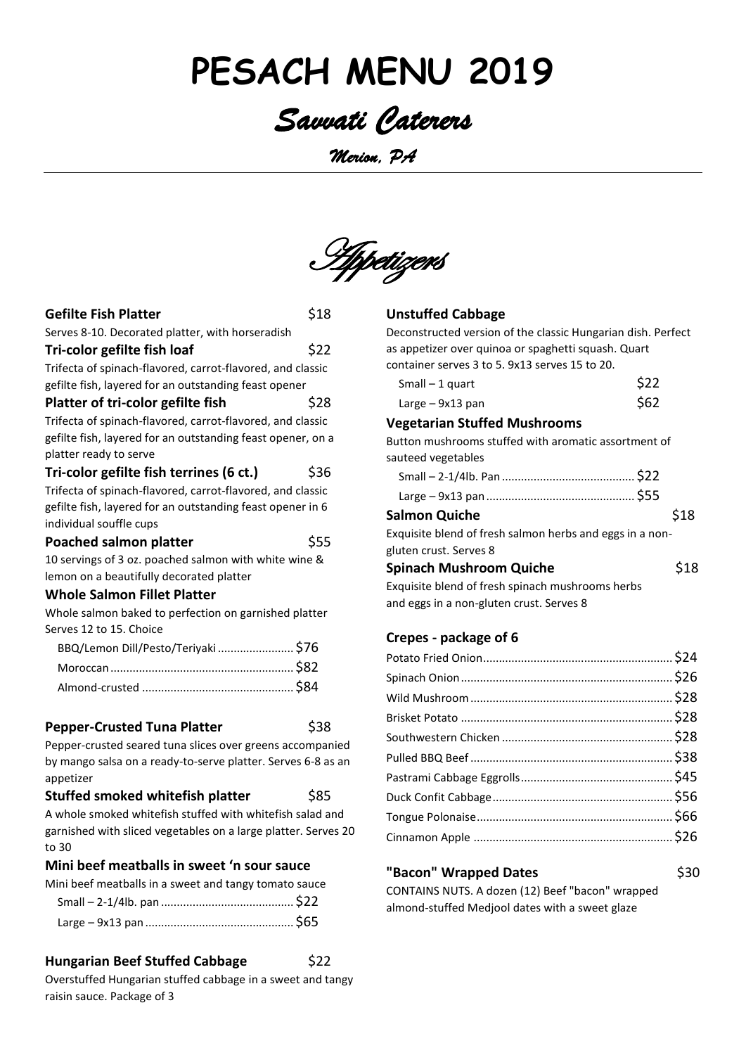# PESACH MENU 2019

## *Savvati Caterers*

*Merion, PA*

## *Appetizers*

**Gefilte Fish Platter** $18
Serves 8-10. Decorated platter, with horseradish

**Tri-color gefilte fish loaf** $22
Trifecta of spinach-flavored, carrot-flavored, and classic gefilte fish, layered for an outstanding feast opener

**Platter of tri-color gefilte fish** $28
Trifecta of spinach-flavored, carrot-flavored, and classic gefilte fish, layered for an outstanding feast opener, on a platter ready to serve

**Tri-color gefilte fish terrines (6 ct.)** $36
Trifecta of spinach-flavored, carrot-flavored, and classic gefilte fish, layered for an outstanding feast opener in 6 individual souffle cups

**Poached salmon platter** $55
10 servings of 3 oz. poached salmon with white wine & lemon on a beautifully decorated platter

**Whole Salmon Fillet Platter**
Whole salmon baked to perfection on garnished platter Serves 12 to 15. Choice

- BBQ/Lemon Dill/Pesto/Teriyaki ........ $76
- Moroccan ........ $82
- Almond-crusted ........ $84

**Pepper-Crusted Tuna Platter** $38
Pepper-crusted seared tuna slices over greens accompanied by mango salsa on a ready-to-serve platter. Serves 6-8 as an appetizer

**Stuffed smoked whitefish platter** $85
A whole smoked whitefish stuffed with whitefish salad and garnished with sliced vegetables on a large platter. Serves 20 to 30

**Mini beef meatballs in sweet 'n sour sauce**
Mini beef meatballs in a sweet and tangy tomato sauce

- Small – 2-1/4lb. pan ........ $22
- Large – 9x13 pan ........ $65

**Hungarian Beef Stuffed Cabbage** $22
Overstuffed Hungarian stuffed cabbage in a sweet and tangy raisin sauce. Package of 3

**Unstuffed Cabbage**
Deconstructed version of the classic Hungarian dish. Perfect as appetizer over quinoa or spaghetti squash. Quart container serves 3 to 5. 9x13 serves 15 to 20.

- Small – 1 quart $22
- Large – 9x13 pan $62

**Vegetarian Stuffed Mushrooms**
Button mushrooms stuffed with aromatic assortment of sauteed vegetables

- Small – 2-1/4lb. Pan ........ $22
- Large – 9x13 pan ........ $55

**Salmon Quiche** $18
Exquisite blend of fresh salmon herbs and eggs in a non-gluten crust. Serves 8

**Spinach Mushroom Quiche** $18
Exquisite blend of fresh spinach mushrooms herbs and eggs in a non-gluten crust. Serves 8

**Crepes - package of 6**

- Potato Fried Onion ........ $24
- Spinach Onion ........ $26
- Wild Mushroom ........ $28
- Brisket Potato ........ $28
- Southwestern Chicken ........ $28
- Pulled BBQ Beef ........ $38
- Pastrami Cabbage Eggrolls ........ $45
- Duck Confit Cabbage ........ $56
- Tongue Polonaise ........ $66
- Cinnamon Apple ........ $26

**"Bacon" Wrapped Dates** $30
CONTAINS NUTS. A dozen (12) Beef "bacon" wrapped almond-stuffed Medjool dates with a sweet glaze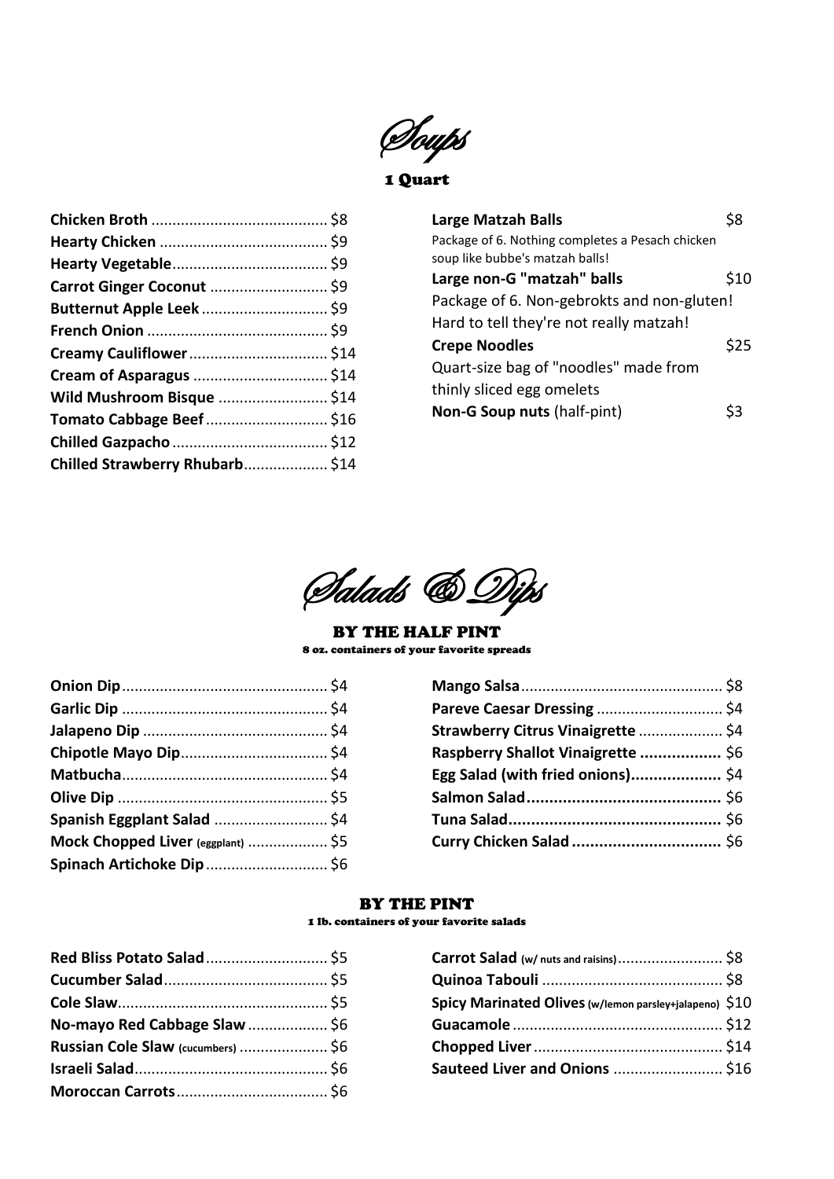# Soups

**1 Quart**

- **Chicken Broth** .......... $8
- **Hearty Chicken** .......... $9
- **Hearty Vegetable** .......... $9
- **Carrot Ginger Coconut** .......... $9
- **Butternut Apple Leek** .......... $9
- **French Onion** .......... $9
- **Creamy Cauliflower** .......... $14
- **Cream of Asparagus** .......... $14
- **Wild Mushroom Bisque** .......... $14
- **Tomato Cabbage Beef** .......... $16
- **Chilled Gazpacho** .......... $12
- **Chilled Strawberry Rhubarb** .......... $14

**Large Matzah Balls** $8
Package of 6. Nothing completes a Pesach chicken soup like bubbe's matzah balls!

**Large non-G "matzah" balls** $10
Package of 6. Non-gebrokts and non-gluten! Hard to tell they're not really matzah!

**Crepe Noodles** $25
Quart-size bag of "noodles" made from thinly sliced egg omelets

**Non-G Soup nuts** (half-pint) $3

# Salads & Dips

## BY THE HALF PINT

8 oz. containers of your favorite spreads

- **Onion Dip** .......... $4
- **Garlic Dip** .......... $4
- **Jalapeno Dip** .......... $4
- **Chipotle Mayo Dip** .......... $4
- **Matbucha** .......... $4
- **Olive Dip** .......... $5
- **Spanish Eggplant Salad** .......... $4
- **Mock Chopped Liver** (eggplant) .......... $5
- **Spinach Artichoke Dip** .......... $6
- **Mango Salsa** .......... $8
- **Pareve Caesar Dressing** .......... $4
- **Strawberry Citrus Vinaigrette** .......... $4
- **Raspberry Shallot Vinaigrette** .......... $6
- **Egg Salad (with fried onions)** .......... $4
- **Salmon Salad** .......... $6
- **Tuna Salad** .......... $6
- **Curry Chicken Salad** .......... $6

## BY THE PINT

1 lb. containers of your favorite salads

- **Red Bliss Potato Salad** .......... $5
- **Cucumber Salad** .......... $5
- **Cole Slaw** .......... $5
- **No-mayo Red Cabbage Slaw** .......... $6
- **Russian Cole Slaw** (cucumbers) .......... $6
- **Israeli Salad** .......... $6
- **Moroccan Carrots** .......... $6
- **Carrot Salad** (w/ nuts and raisins) .......... $8
- **Quinoa Tabouli** .......... $8
- **Spicy Marinated Olives** (w/lemon parsley+jalapeno) $10
- **Guacamole** .......... $12
- **Chopped Liver** .......... $14
- **Sauteed Liver and Onions** .......... $16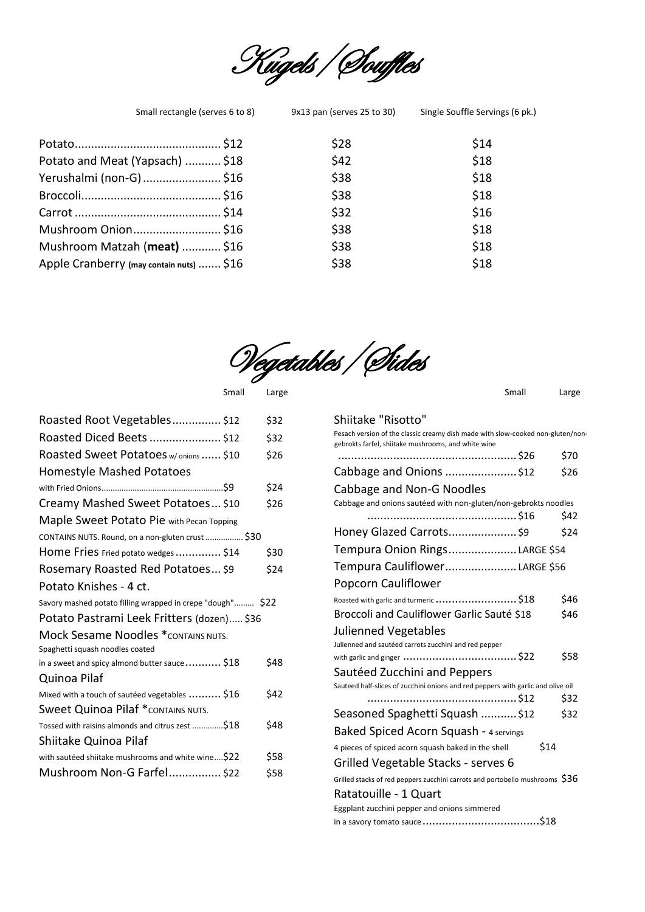# Kugels / Souffles

| | Small rectangle (serves 6 to 8) | 9x13 pan (serves 25 to 30) | Single Souffle Servings (6 pk.) |
|---|---|---|---|
| Potato | $12 | $28 | $14 |
| Potato and Meat (Yapsach) | $18 | $42 | $18 |
| Yerushalmi (non-G) | $16 | $38 | $18 |
| Broccoli | $16 | $38 | $18 |
| Carrot | $14 | $32 | $16 |
| Mushroom Onion | $16 | $38 | $18 |
| Mushroom Matzah (**meat**) | $16 | $38 | $18 |
| Apple Cranberry **(may contain nuts)** | $16 | $38 | $18 |

# Vegetables / Sides

| | Small | Large |
|---|---|---|
| Roasted Root Vegetables | $12 | $32 |
| Roasted Diced Beets | $12 | $32 |
| Roasted Sweet Potatoes w/ onions | $10 | $26 |
| Homestyle Mashed Potatoes with Fried Onions | $9 | $24 |
| Creamy Mashed Sweet Potatoes | $10 | $26 |
| Maple Sweet Potato Pie with Pecan Topping<br>CONTAINS NUTS. Round, on a non-gluten crust | $30 | |
| Home Fries Fried potato wedges | $14 | $30 |
| Rosemary Roasted Red Potatoes | $9 | $24 |
| Potato Knishes - 4 ct.<br>Savory mashed potato filling wrapped in crepe "dough" | $22 | |
| Potato Pastrami Leek Fritters (dozen) | $36 | |
| Mock Sesame Noodles *CONTAINS NUTS.<br>Spaghetti squash noodles coated in a sweet and spicy almond butter sauce | $18 | $48 |
| Quinoa Pilaf<br>Mixed with a touch of sautéed vegetables | $16 | $42 |
| Sweet Quinoa Pilaf *CONTAINS NUTS.<br>Tossed with raisins almonds and citrus zest | $18 | $48 |
| Shiitake Quinoa Pilaf<br>with sautéed shiitake mushrooms and white wine | $22 | $58 |
| Mushroom Non-G Farfel | $22 | $58 |

| | Small | Large |
|---|---|---|
| Shiitake "Risotto"<br>Pesach version of the classic creamy dish made with slow-cooked non-gluten/non-gebrokts farfel, shiitake mushrooms, and white wine | $26 | $70 |
| Cabbage and Onions | $12 | $26 |
| Cabbage and Non-G Noodles<br>Cabbage and onions sautéed with non-gluten/non-gebrokts noodles | $16 | $42 |
| Honey Glazed Carrots | $9 | $24 |
| Tempura Onion Rings | | LARGE $54 |
| Tempura Cauliflower | | LARGE $56 |
| Popcorn Cauliflower<br>Roasted with garlic and turmeric | $18 | $46 |
| Broccoli and Cauliflower Garlic Sauté | $18 | $46 |
| Julienned Vegetables<br>Julienned and sautéed carrots zucchini and red pepper with garlic and ginger | $22 | $58 |
| Sautéed Zucchini and Peppers<br>Sauteed half-slices of zucchini onions and red peppers with garlic and olive oil | $12 | $32 |
| Seasoned Spaghetti Squash | $12 | $32 |
| Baked Spiced Acorn Squash - 4 servings<br>4 pieces of spiced acorn squash baked in the shell | $14 | |
| Grilled Vegetable Stacks - serves 6<br>Grilled stacks of red peppers zucchini carrots and portobello mushrooms | $36 | |
| Ratatouille - 1 Quart<br>Eggplant zucchini pepper and onions simmered in a savory tomato sauce | $18 | |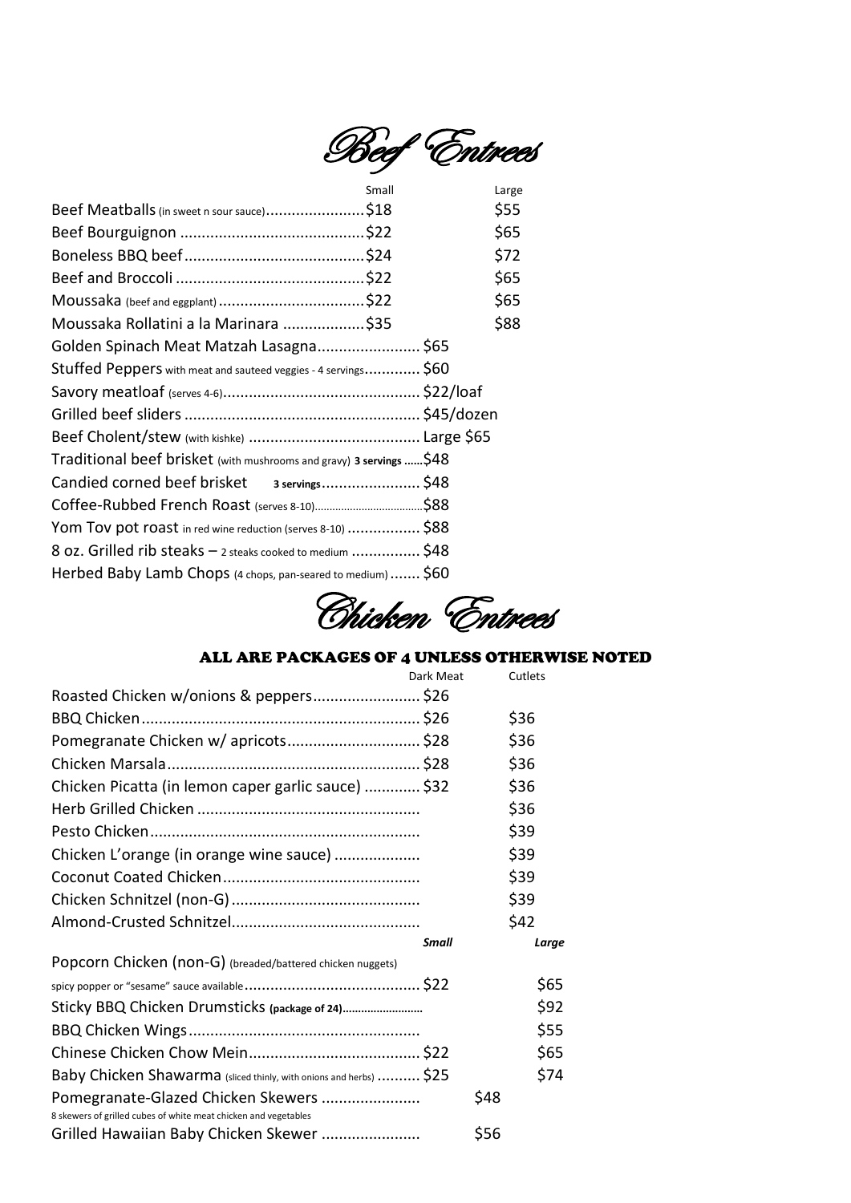# Beef Entrees

| | Small | Large |
|---|---|---|
| Beef Meatballs (in sweet n sour sauce) | $18 | $55 |
| Beef Bourguignon | $22 | $65 |
| Boneless BBQ beef | $24 | $72 |
| Beef and Broccoli | $22 | $65 |
| Moussaka (beef and eggplant) | $22 | $65 |
| Moussaka Rollatini a la Marinara | $35 | $88 |
| Golden Spinach Meat Matzah Lasagna | $65 | |
| Stuffed Peppers with meat and sauteed veggies - 4 servings | $60 | |
| Savory meatloaf (serves 4-6) | $22/loaf | |
| Grilled beef sliders | $45/dozen | |
| Beef Cholent/stew (with kishke) | Large $65 | |
| Traditional beef brisket (with mushrooms and gravy) **3 servings** | $48 | |
| Candied corned beef brisket **3 servings** | $48 | |
| Coffee-Rubbed French Roast (serves 8-10) | $88 | |
| Yom Tov pot roast in red wine reduction (serves 8-10) | $88 | |
| 8 oz. Grilled rib steaks – 2 steaks cooked to medium | $48 | |
| Herbed Baby Lamb Chops (4 chops, pan-seared to medium) | $60 | |

# Chicken Entrees

## ALL ARE PACKAGES OF 4 UNLESS OTHERWISE NOTED

| | Dark Meat | Cutlets |
|---|---|---|
| Roasted Chicken w/onions & peppers | $26 | |
| BBQ Chicken | $26 | $36 |
| Pomegranate Chicken w/ apricots | $28 | $36 |
| Chicken Marsala | $28 | $36 |
| Chicken Picatta (in lemon caper garlic sauce) | $32 | $36 |
| Herb Grilled Chicken | | $36 |
| Pesto Chicken | | $39 |
| Chicken L'orange (in orange wine sauce) | | $39 |
| Coconut Coated Chicken | | $39 |
| Chicken Schnitzel (non-G) | | $39 |
| Almond-Crusted Schnitzel | | $42 |

| | *Small* | *Large* |
|---|---|---|
| Popcorn Chicken (non-G) (breaded/battered chicken nuggets) spicy popper or "sesame" sauce available | $22 | $65 |
| Sticky BBQ Chicken Drumsticks **(package of 24)** | | $92 |
| BBQ Chicken Wings | | $55 |
| Chinese Chicken Chow Mein | $22 | $65 |
| Baby Chicken Shawarma (sliced thinly, with onions and herbs) | $25 | $74 |
| Pomegranate-Glazed Chicken Skewers 8 skewers of grilled cubes of white meat chicken and vegetables | $48 | |
| Grilled Hawaiian Baby Chicken Skewer | $56 | |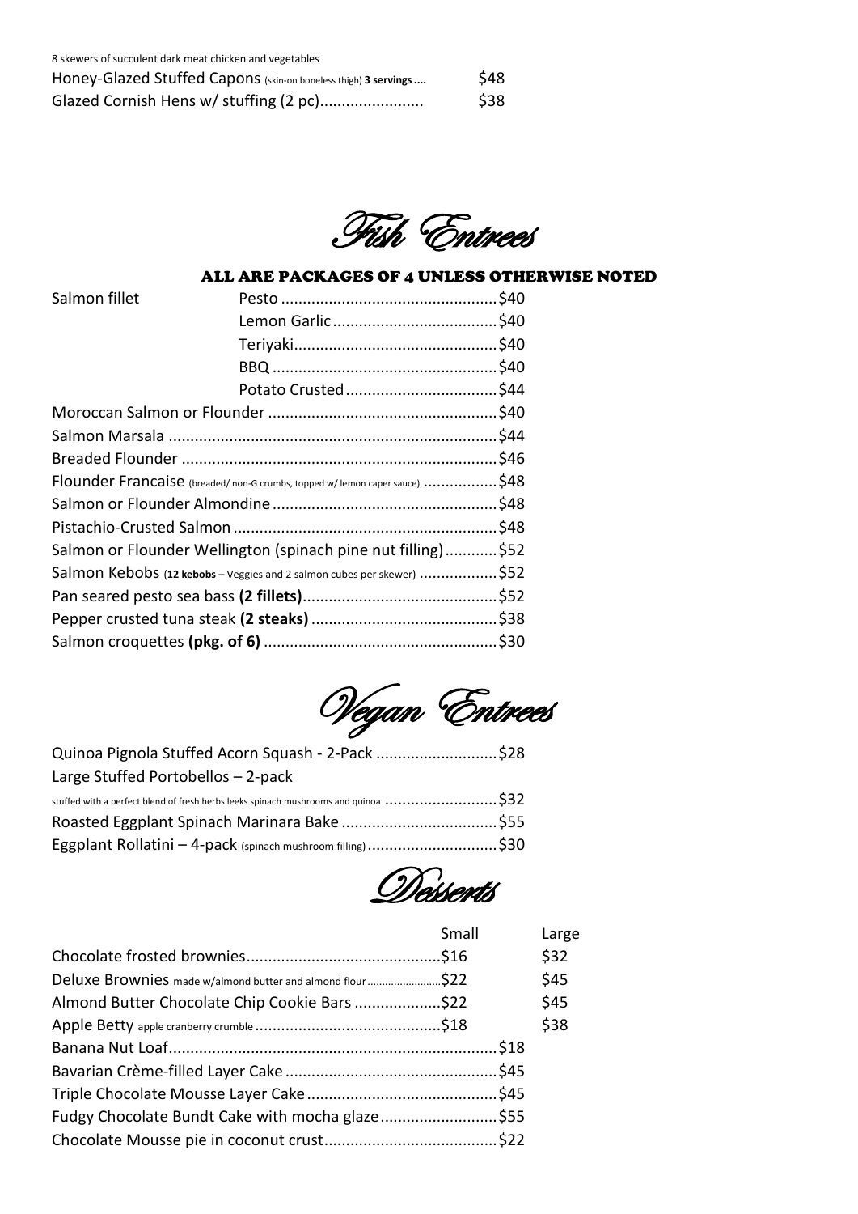8 skewers of succulent dark meat chicken and vegetables

Honey-Glazed Stuffed Capons (skin-on boneless thigh) **3 servings** .... $48

Glazed Cornish Hens w/ stuffing (2 pc)........................ $38

# Fish Entrees

**ALL ARE PACKAGES OF 4 UNLESS OTHERWISE NOTED**

| | | |
|---|---|---|
| Salmon fillet | Pesto | $40 |
| | Lemon Garlic | $40 |
| | Teriyaki | $40 |
| | BBQ | $40 |
| | Potato Crusted | $44 |

Moroccan Salmon or Flounder .................................................... $40

Salmon Marsala .......................................................................... $44

Breaded Flounder ........................................................................ $46

Flounder Francaise (breaded/ non-G crumbs, topped w/ lemon caper sauce) ................. $48

Salmon or Flounder Almondine ................................................... $48

Pistachio-Crusted Salmon ............................................................ $48

Salmon or Flounder Wellington (spinach pine nut filling)............ $52

Salmon Kebobs (**12 kebobs** – Veggies and 2 salmon cubes per skewer) .................. $52

Pan seared pesto sea bass **(2 fillets)**............................................ $52

Pepper crusted tuna steak **(2 steaks)** .......................................... $38

Salmon croquettes **(pkg. of 6)** ..................................................... $30

# Vegan Entrees

Quinoa Pignola Stuffed Acorn Squash - 2-Pack ........................... $28

Large Stuffed Portobellos – 2-pack

stuffed with a perfect blend of fresh herbs leeks spinach mushrooms and quinoa .......................... $32

Roasted Eggplant Spinach Marinara Bake ................................... $55

Eggplant Rollatini – 4-pack (spinach mushroom filling) ............................. $30

# Desserts

| | Small | Large |
|---|---|---|
| Chocolate frosted brownies | $16 | $32 |
| Deluxe Brownies made w/almond butter and almond flour | $22 | $45 |
| Almond Butter Chocolate Chip Cookie Bars | $22 | $45 |
| Apple Betty apple cranberry crumble | $18 | $38 |

Banana Nut Loaf........................................................................... $18

Bavarian Crème-filled Layer Cake ................................................ $45

Triple Chocolate Mousse Layer Cake ........................................... $45

Fudgy Chocolate Bundt Cake with mocha glaze .......................... $55

Chocolate Mousse pie in coconut crust ....................................... $22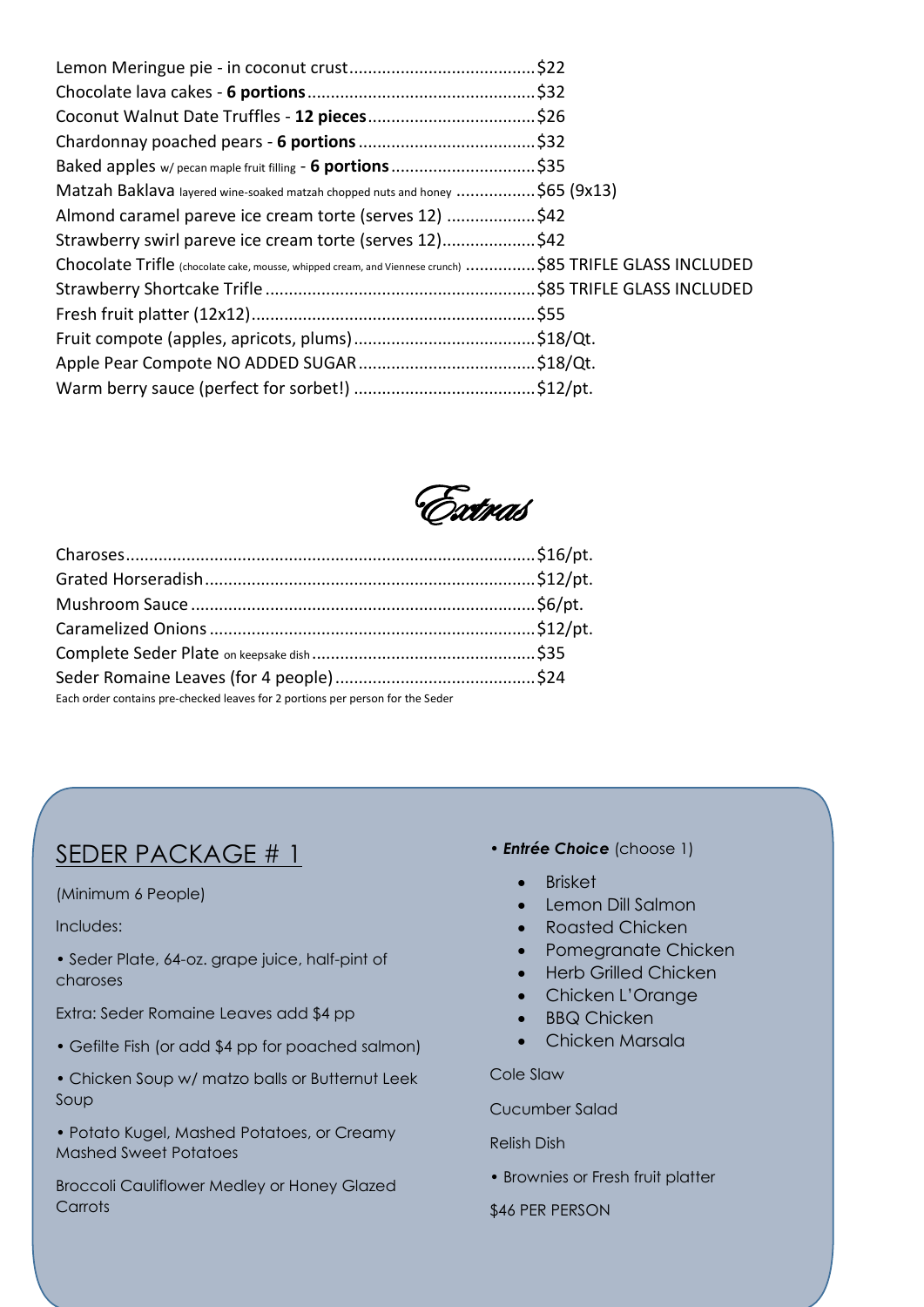Lemon Meringue pie - in coconut crust........................................$22
Chocolate lava cakes - **6 portions**................................................$32
Coconut Walnut Date Truffles - **12 pieces**...................................$26
Chardonnay poached pears - **6 portions**.....................................$32
Baked apples w/ pecan maple fruit filling - **6 portions**...............................$35
Matzah Baklava layered wine-soaked matzah chopped nuts and honey .................$65 (9x13)
Almond caramel pareve ice cream torte (serves 12) ...................$42
Strawberry swirl pareve ice cream torte (serves 12)....................$42
Chocolate Trifle (chocolate cake, mousse, whipped cream, and Viennese crunch) ...............$85 TRIFLE GLASS INCLUDED
Strawberry Shortcake Trifle..........................................................$85 TRIFLE GLASS INCLUDED
Fresh fruit platter (12x12)............................................................$55
Fruit compote (apples, apricots, plums).......................................$18/Qt.
Apple Pear Compote NO ADDED SUGAR......................................$18/Qt.
Warm berry sauce (perfect for sorbet!) .......................................$12/pt.

## Extras

Charoses.......................................................................................$16/pt.
Grated Horseradish......................................................................$12/pt.
Mushroom Sauce..........................................................................$6/pt.
Caramelized Onions.....................................................................$12/pt.
Complete Seder Plate on keepsake dish...............................................$35
Seder Romaine Leaves (for 4 people)...........................................$24
Each order contains pre-checked leaves for 2 portions per person for the Seder

## SEDER PACKAGE # 1

(Minimum 6 People)

Includes:

• Seder Plate, 64-oz. grape juice, half-pint of charoses

Extra: Seder Romaine Leaves add $4 pp

• Gefilte Fish (or add $4 pp for poached salmon)

• Chicken Soup w/ matzo balls or Butternut Leek Soup

• Potato Kugel, Mashed Potatoes, or Creamy Mashed Sweet Potatoes

Broccoli Cauliflower Medley or Honey Glazed Carrots

• ***Entrée Choice*** (choose 1)

- Brisket
- Lemon Dill Salmon
- Roasted Chicken
- Pomegranate Chicken
- Herb Grilled Chicken
- Chicken L'Orange
- BBQ Chicken
- Chicken Marsala

Cole Slaw

Cucumber Salad

Relish Dish

• Brownies or Fresh fruit platter

$46 PER PERSON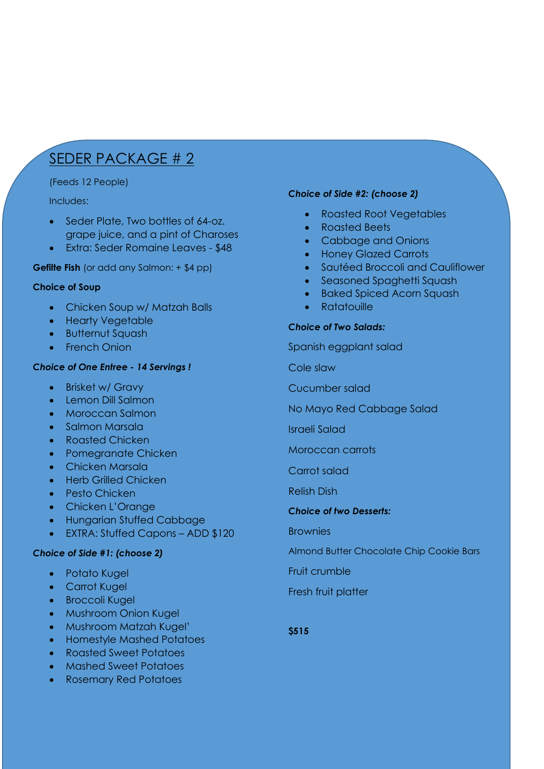# SEDER PACKAGE # 2

(Feeds 12 People)

Includes:

- Seder Plate, Two bottles of 64-oz. grape juice, and a pint of Charoses
- Extra: Seder Romaine Leaves - $48

**Gefilte Fish** (or add any Salmon: + $4 pp)

**Choice of Soup**

- Chicken Soup w/ Matzah Balls
- Hearty Vegetable
- Butternut Squash
- French Onion

***Choice of One Entree - 14 Servings !***

- Brisket w/ Gravy
- Lemon Dill Salmon
- Moroccan Salmon
- Salmon Marsala
- Roasted Chicken
- Pomegranate Chicken
- Chicken Marsala
- Herb Grilled Chicken
- Pesto Chicken
- Chicken L'Orange
- Hungarian Stuffed Cabbage
- EXTRA: Stuffed Capons – ADD $120

***Choice of Side #1: (choose 2)***

- Potato Kugel
- Carrot Kugel
- Broccoli Kugel
- Mushroom Onion Kugel
- Mushroom Matzah Kugel'
- Homestyle Mashed Potatoes
- Roasted Sweet Potatoes
- Mashed Sweet Potatoes
- Rosemary Red Potatoes

***Choice of Side #2: (choose 2)***

- Roasted Root Vegetables
- Roasted Beets
- Cabbage and Onions
- Honey Glazed Carrots
- Sautéed Broccoli and Cauliflower
- Seasoned Spaghetti Squash
- Baked Spiced Acorn Squash
- Ratatouille

***Choice of Two Salads:***

Spanish eggplant salad

Cole slaw

Cucumber salad

No Mayo Red Cabbage Salad

Israeli Salad

Moroccan carrots

Carrot salad

Relish Dish

***Choice of two Desserts:***

Brownies

Almond Butter Chocolate Chip Cookie Bars

Fruit crumble

Fresh fruit platter

**$515**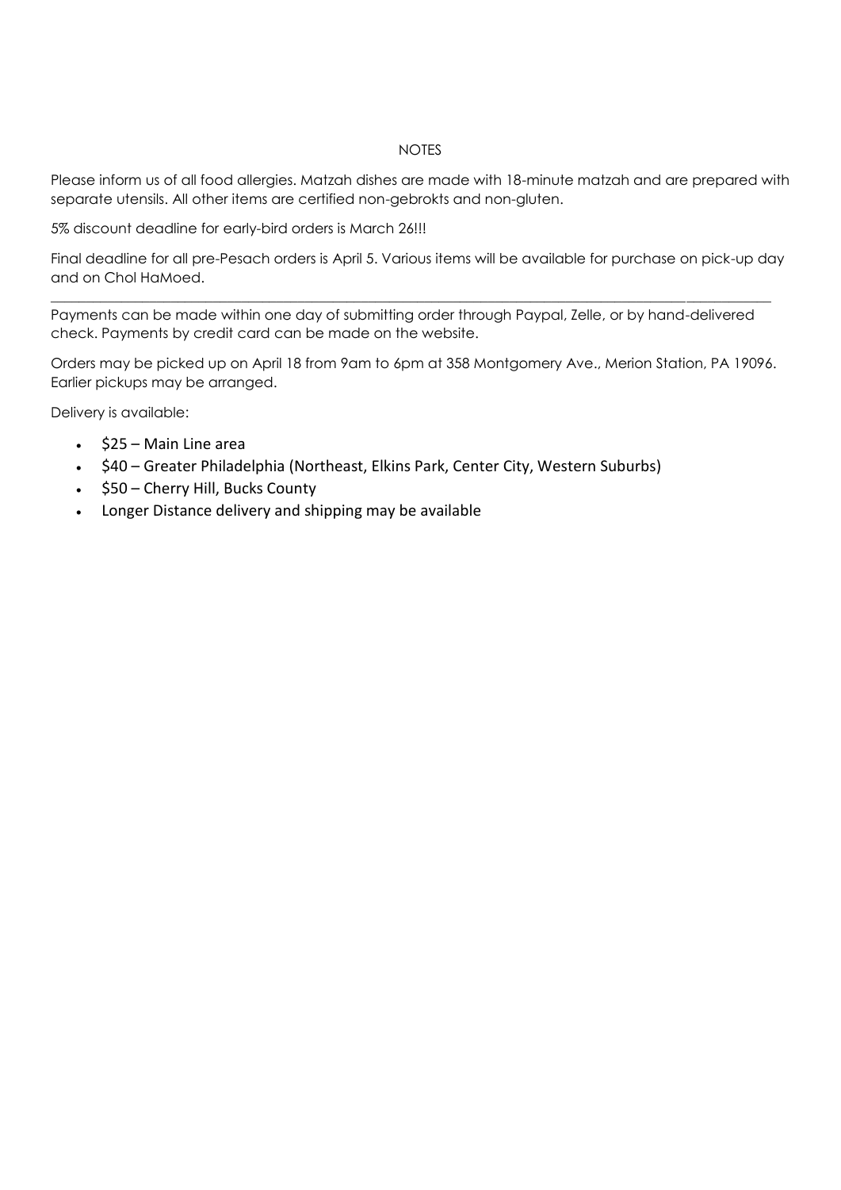NOTES

Please inform us of all food allergies. Matzah dishes are made with 18-minute matzah and are prepared with separate utensils. All other items are certified non-gebrokts and non-gluten.

5% discount deadline for early-bird orders is March 26!!!

Final deadline for all pre-Pesach orders is April 5. Various items will be available for purchase on pick-up day and on Chol HaMoed.

---

Payments can be made within one day of submitting order through Paypal, Zelle, or by hand-delivered check. Payments by credit card can be made on the website.

Orders may be picked up on April 18 from 9am to 6pm at 358 Montgomery Ave., Merion Station, PA 19096. Earlier pickups may be arranged.

Delivery is available:

- $25 – Main Line area
- $40 – Greater Philadelphia (Northeast, Elkins Park, Center City, Western Suburbs)
- $50 – Cherry Hill, Bucks County
- Longer Distance delivery and shipping may be available